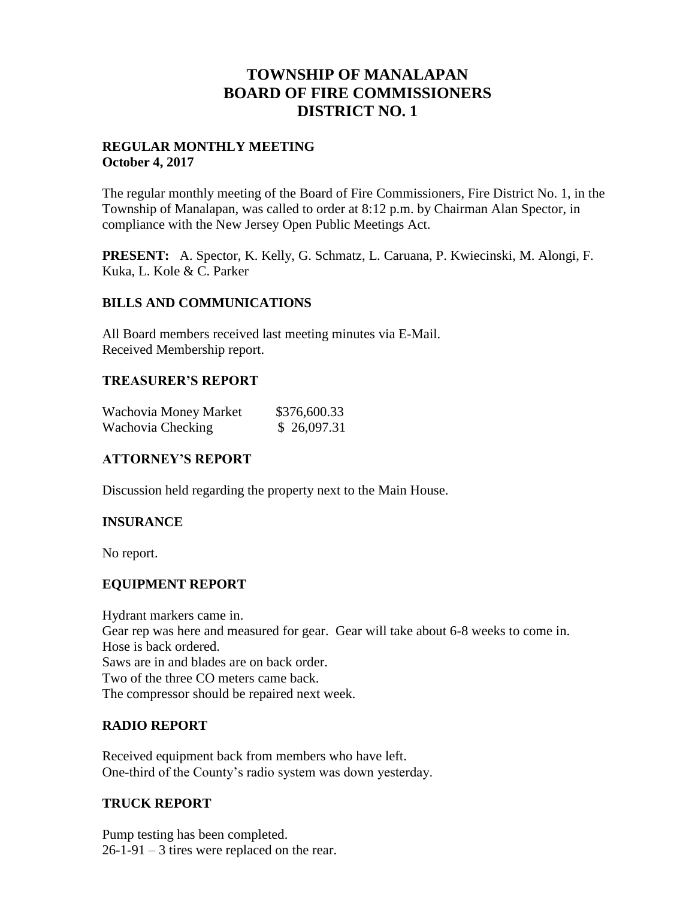# TOWNSHIP OF MANALAPAN
# BOARD OF FIRE COMMISSIONERS
# DISTRICT NO. 1

**REGULAR MONTHLY MEETING**
**October 4, 2017**

The regular monthly meeting of the Board of Fire Commissioners, Fire District No. 1, in the Township of Manalapan, was called to order at 8:12 p.m. by Chairman Alan Spector, in compliance with the New Jersey Open Public Meetings Act.

**PRESENT:** A. Spector, K. Kelly, G. Schmatz, L. Caruana, P. Kwiecinski, M. Alongi, F. Kuka, L. Kole & C. Parker

## BILLS AND COMMUNICATIONS

All Board members received last meeting minutes via E-Mail.
Received Membership report.

## TREASURER'S REPORT

| | |
|---|---|
| Wachovia Money Market | $376,600.33 |
| Wachovia Checking | $ 26,097.31 |

## ATTORNEY'S REPORT

Discussion held regarding the property next to the Main House.

## INSURANCE

No report.

## EQUIPMENT REPORT

Hydrant markers came in.
Gear rep was here and measured for gear. Gear will take about 6-8 weeks to come in.
Hose is back ordered.
Saws are in and blades are on back order.
Two of the three CO meters came back.
The compressor should be repaired next week.

## RADIO REPORT

Received equipment back from members who have left.
One-third of the County's radio system was down yesterday.

## TRUCK REPORT

Pump testing has been completed.
26-1-91 – 3 tires were replaced on the rear.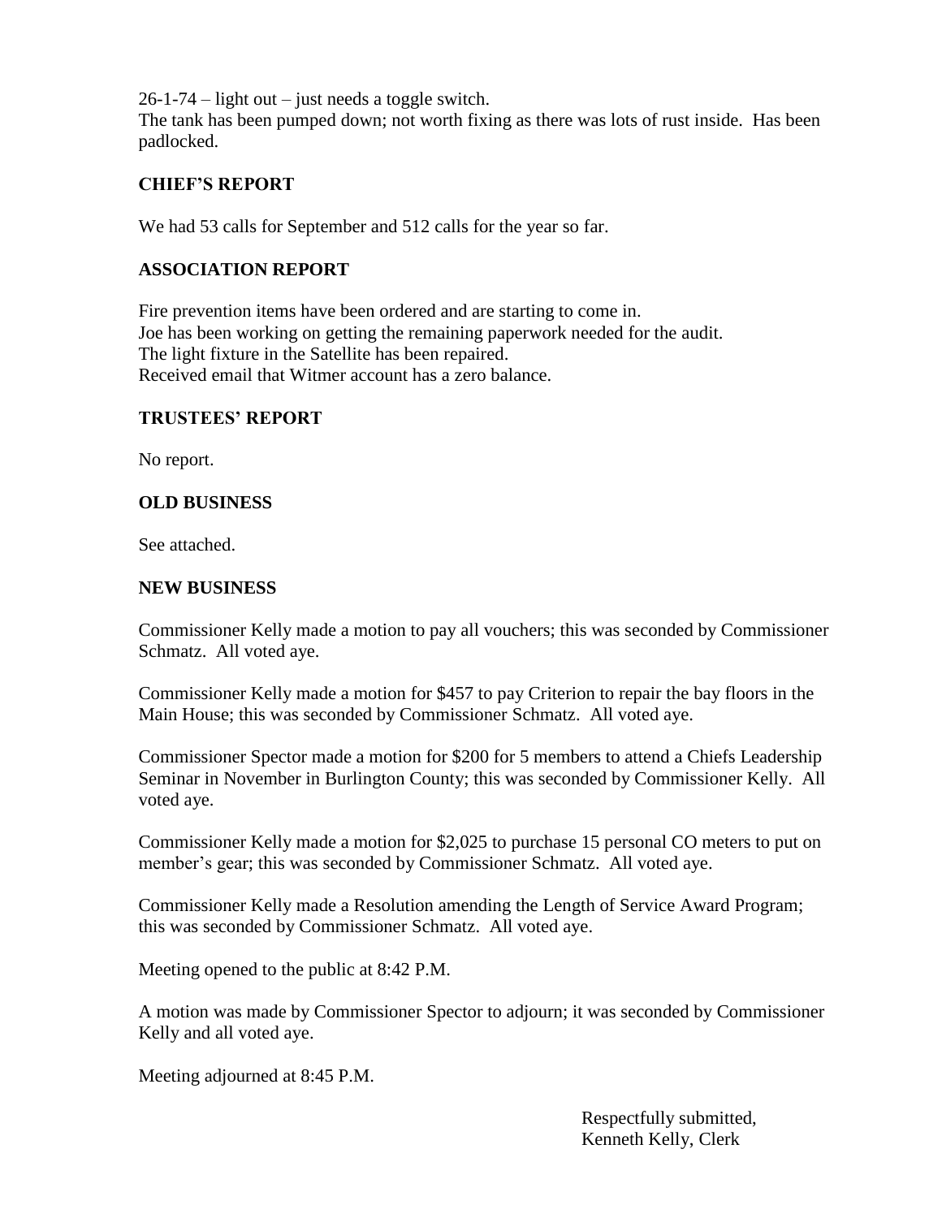26-1-74 – light out – just needs a toggle switch.
The tank has been pumped down; not worth fixing as there was lots of rust inside. Has been padlocked.

## CHIEF'S REPORT

We had 53 calls for September and 512 calls for the year so far.

## ASSOCIATION REPORT

Fire prevention items have been ordered and are starting to come in.
Joe has been working on getting the remaining paperwork needed for the audit.
The light fixture in the Satellite has been repaired.
Received email that Witmer account has a zero balance.

## TRUSTEES' REPORT

No report.

## OLD BUSINESS

See attached.

## NEW BUSINESS

Commissioner Kelly made a motion to pay all vouchers; this was seconded by Commissioner Schmatz. All voted aye.

Commissioner Kelly made a motion for $457 to pay Criterion to repair the bay floors in the Main House; this was seconded by Commissioner Schmatz. All voted aye.

Commissioner Spector made a motion for $200 for 5 members to attend a Chiefs Leadership Seminar in November in Burlington County; this was seconded by Commissioner Kelly. All voted aye.

Commissioner Kelly made a motion for $2,025 to purchase 15 personal CO meters to put on member's gear; this was seconded by Commissioner Schmatz. All voted aye.

Commissioner Kelly made a Resolution amending the Length of Service Award Program; this was seconded by Commissioner Schmatz. All voted aye.

Meeting opened to the public at 8:42 P.M.

A motion was made by Commissioner Spector to adjourn; it was seconded by Commissioner Kelly and all voted aye.

Meeting adjourned at 8:45 P.M.

Respectfully submitted,
Kenneth Kelly, Clerk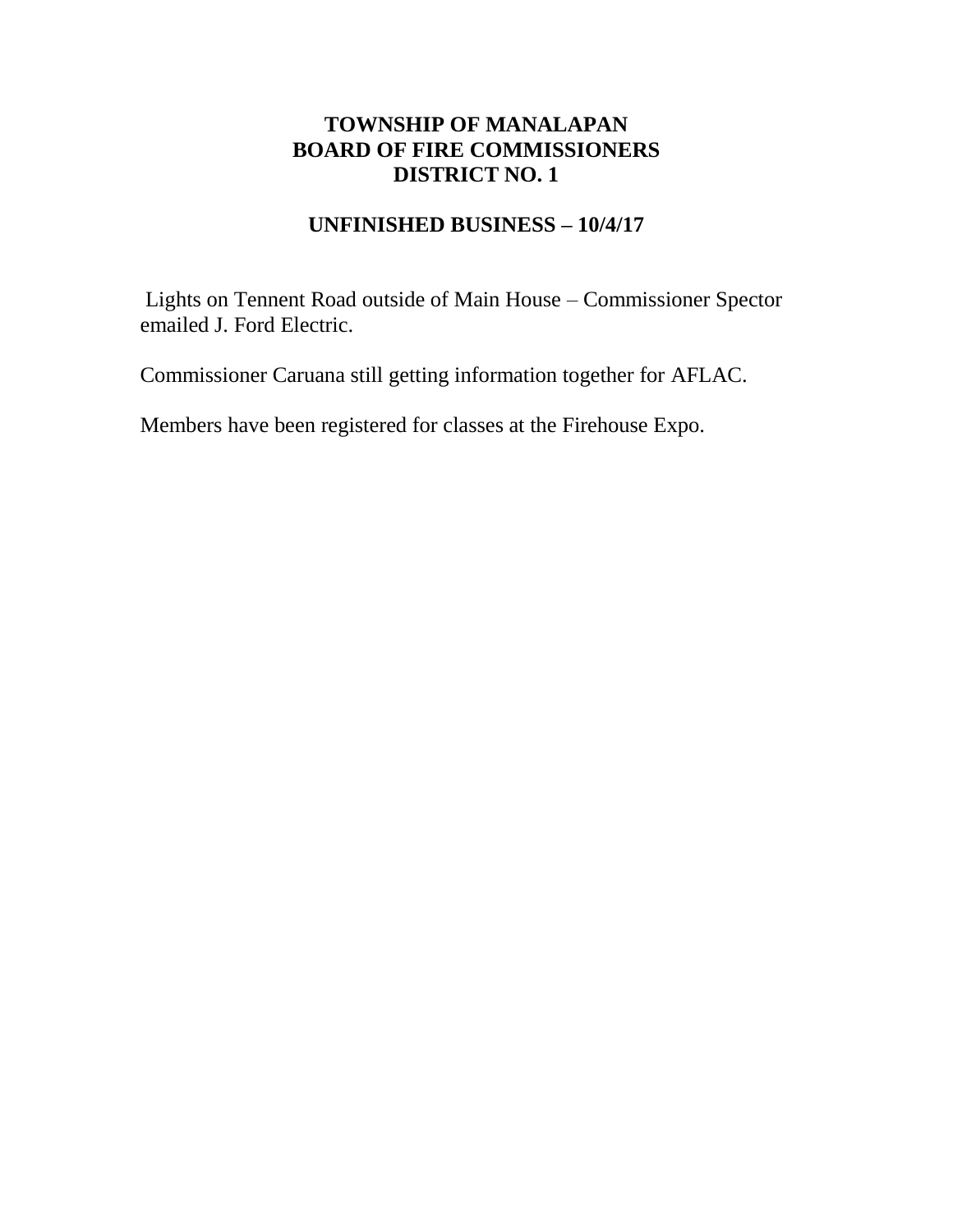**TOWNSHIP OF MANALAPAN**
**BOARD OF FIRE COMMISSIONERS**
**DISTRICT NO. 1**

**UNFINISHED BUSINESS – 10/4/17**

Lights on Tennent Road outside of Main House – Commissioner Spector emailed J. Ford Electric.

Commissioner Caruana still getting information together for AFLAC.

Members have been registered for classes at the Firehouse Expo.